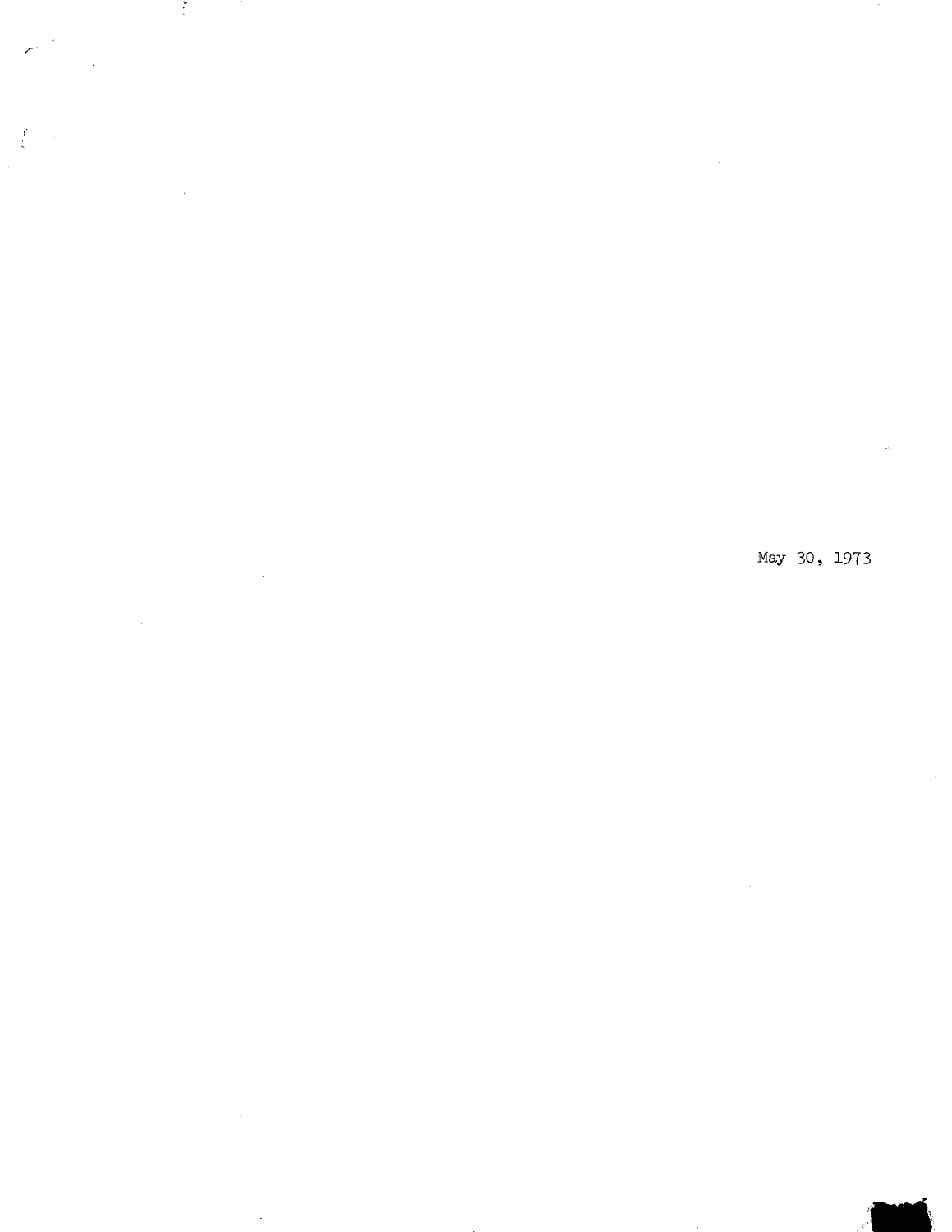May 30, 1973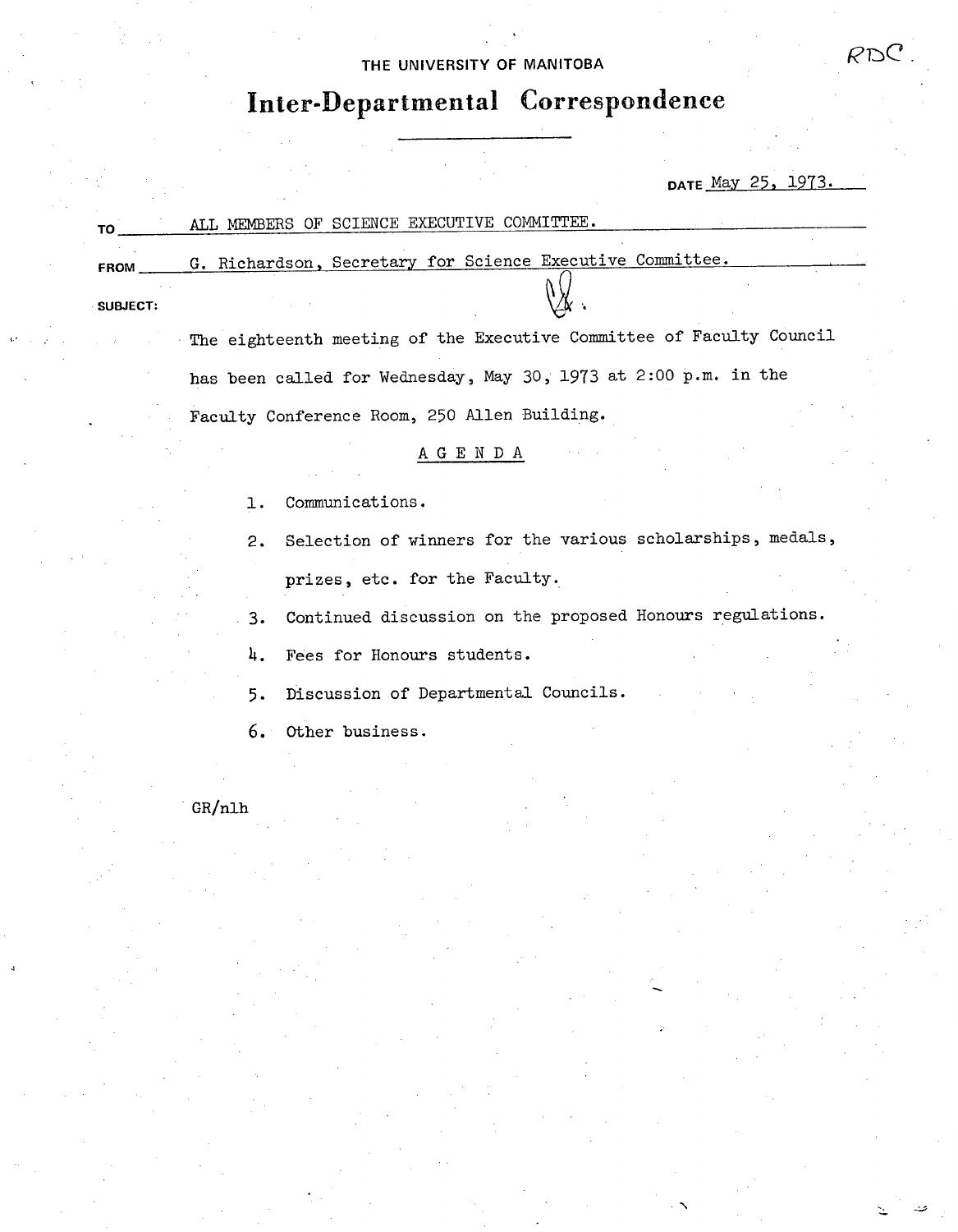RDC.

THE UNIVERSITY OF MANITOBA

# Inter-Departmental Correspondence

DATE May 25, 1973.

TO ALL MEMBERS OF SCIENCE EXECUTIVE COMMITTEE.

FROM G. Richardson, Secretary for Science Executive Committee.

SUBJECT:

The eighteenth meeting of the Executive Committee of Faculty Council has been called for Wednesday, May 30, 1973 at 2:00 p.m. in the Faculty Conference Room, 250 Allen Building.

## AGENDA

1. Communications.
2. Selection of winners for the various scholarships, medals, prizes, etc. for the Faculty.
3. Continued discussion on the proposed Honours regulations.
4. Fees for Honours students.
5. Discussion of Departmental Councils.
6. Other business.

GR/nlh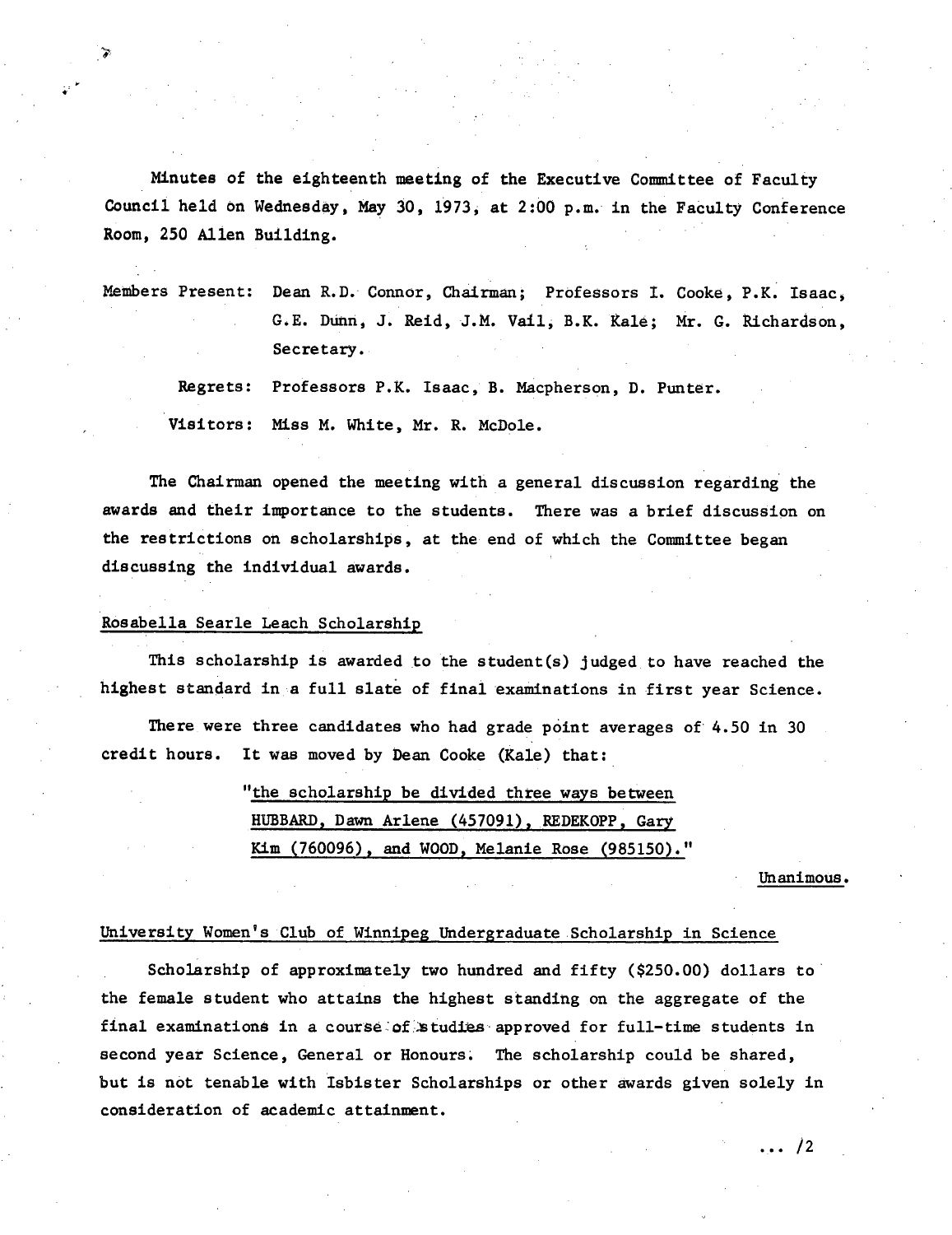Minutes of the eighteenth meeting of the Executive Committee of Faculty Council held on Wednesday, May 30, 1973, at 2:00 p.m. in the Faculty Conference Room, 250 Allen Building.

Members Present: Dean R.D. Connor, Chairman; Professors I. Cooke, P.K. Isaac, G.E. Dunn, J. Reid, J.M. Vail, B.K. Kale; Mr. G. Richardson, Secretary.

Regrets: Professors P.K. Isaac, B. Macpherson, D. Punter.

Visitors: Miss M. White, Mr. R. McDole.

The Chairman opened the meeting with a general discussion regarding the awards and their importance to the students. There was a brief discussion on the restrictions on scholarships, at the end of which the Committee began discussing the individual awards.

## Rosabella Searle Leach Scholarship

This scholarship is awarded to the student(s) judged to have reached the highest standard in a full slate of final examinations in first year Science.

There were three candidates who had grade point averages of 4.50 in 30 credit hours. It was moved by Dean Cooke (Kale) that:

> "the scholarship be divided three ways between HUBBARD, Dawn Arlene (457091), REDEKOPP, Gary Kim (760096), and WOOD, Melanie Rose (985150)."

Unanimous.

## University Women's Club of Winnipeg Undergraduate Scholarship in Science

Scholarship of approximately two hundred and fifty ($250.00) dollars to the female student who attains the highest standing on the aggregate of the final examinations in a course of studies approved for full-time students in second year Science, General or Honours. The scholarship could be shared, but is not tenable with Isbister Scholarships or other awards given solely in consideration of academic attainment.

... /2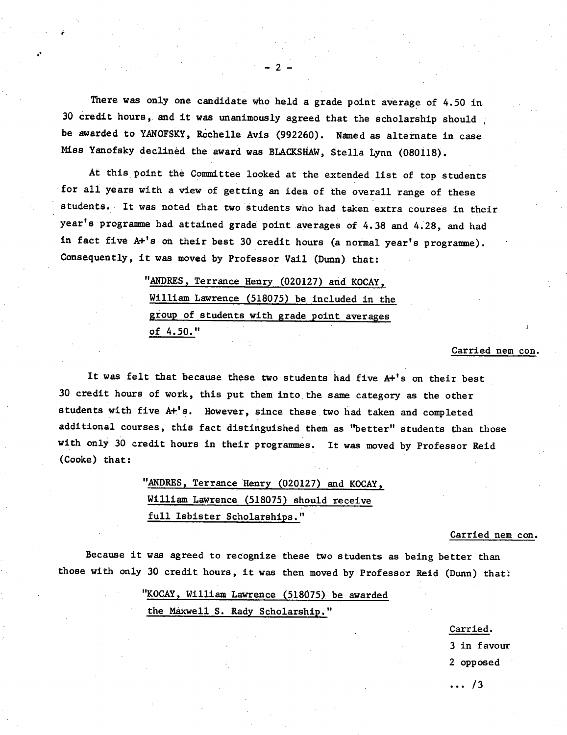There was only one candidate who held a grade point average of 4.50 in 30 credit hours, and it was unanimously agreed that the scholarship should be awarded to YANOFSKY, Rochelle Avis (992260). Named as alternate in case Miss Yanofsky declined the award was BLACKSHAW, Stella Lynn (080118).

At this point the Committee looked at the extended list of top students for all years with a view of getting an idea of the overall range of these students. It was noted that two students who had taken extra courses in their year's programme had attained grade point averages of 4.38 and 4.28, and had in fact five A+'s on their best 30 credit hours (a normal year's programme). Consequently, it was moved by Professor Vail (Dunn) that:

> "ANDRES, Terrance Henry (020127) and KOCAY, William Lawrence (518075) be included in the group of students with grade point averages of 4.50."

Carried nem con.

It was felt that because these two students had five A+'s on their best 30 credit hours of work, this put them into the same category as the other students with five A+'s. However, since these two had taken and completed additional courses, this fact distinguished them as "better" students than those with only 30 credit hours in their programmes. It was moved by Professor Reid (Cooke) that:

> "ANDRES, Terrance Henry (020127) and KOCAY, William Lawrence (518075) should receive full Isbister Scholarships."

Carried nem con.

Because it was agreed to recognize these two students as being better than those with only 30 credit hours, it was then moved by Professor Reid (Dunn) that:

> "KOCAY, William Lawrence (518075) be awarded the Maxwell S. Rady Scholarship."

Carried.
3 in favour
2 opposed

... /3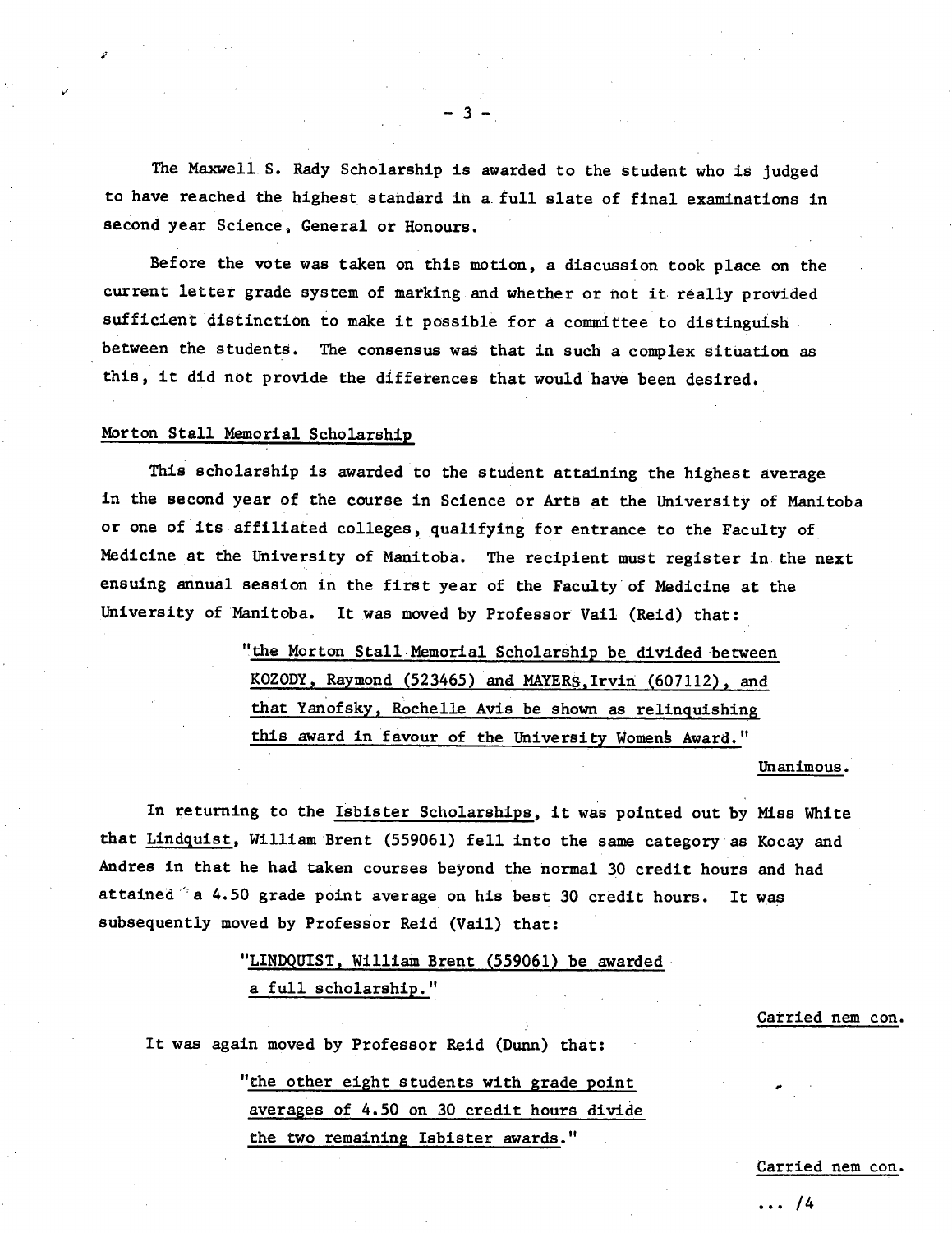The Maxwell S. Rady Scholarship is awarded to the student who is judged to have reached the highest standard in a full slate of final examinations in second year Science, General or Honours.

Before the vote was taken on this motion, a discussion took place on the current letter grade system of marking and whether or not it really provided sufficient distinction to make it possible for a committee to distinguish between the students. The consensus was that in such a complex situation as this, it did not provide the differences that would have been desired.

<u>Morton Stall Memorial Scholarship</u>

This scholarship is awarded to the student attaining the highest average in the second year of the course in Science or Arts at the University of Manitoba or one of its affiliated colleges, qualifying for entrance to the Faculty of Medicine at the University of Manitoba. The recipient must register in the next ensuing annual session in the first year of the Faculty of Medicine at the University of Manitoba. It was moved by Professor Vail (Reid) that:

> "<u>the Morton Stall Memorial Scholarship be divided between KOZODY, Raymond (523465) and MAYERS, Irvin (607112), and that Yanofsky, Rochelle Avis be shown as relinquishing this award in favour of the University Womens Award.</u>"

Unanimous.

In returning to the <u>Isbister Scholarships</u>, it was pointed out by Miss White that <u>Lindquist</u>, William Brent (559061) fell into the same category as Kocay and Andres in that he had taken courses beyond the normal 30 credit hours and had attained a 4.50 grade point average on his best 30 credit hours. It was subsequently moved by Professor Reid (Vail) that:

> "<u>LINDQUIST, William Brent (559061) be awarded a full scholarship.</u>"

<u>Carried nem con.</u>

It was again moved by Professor Reid (Dunn) that:

> "<u>the other eight students with grade point averages of 4.50 on 30 credit hours divide the two remaining Isbister awards.</u>"

<u>Carried nem con.</u>

... /4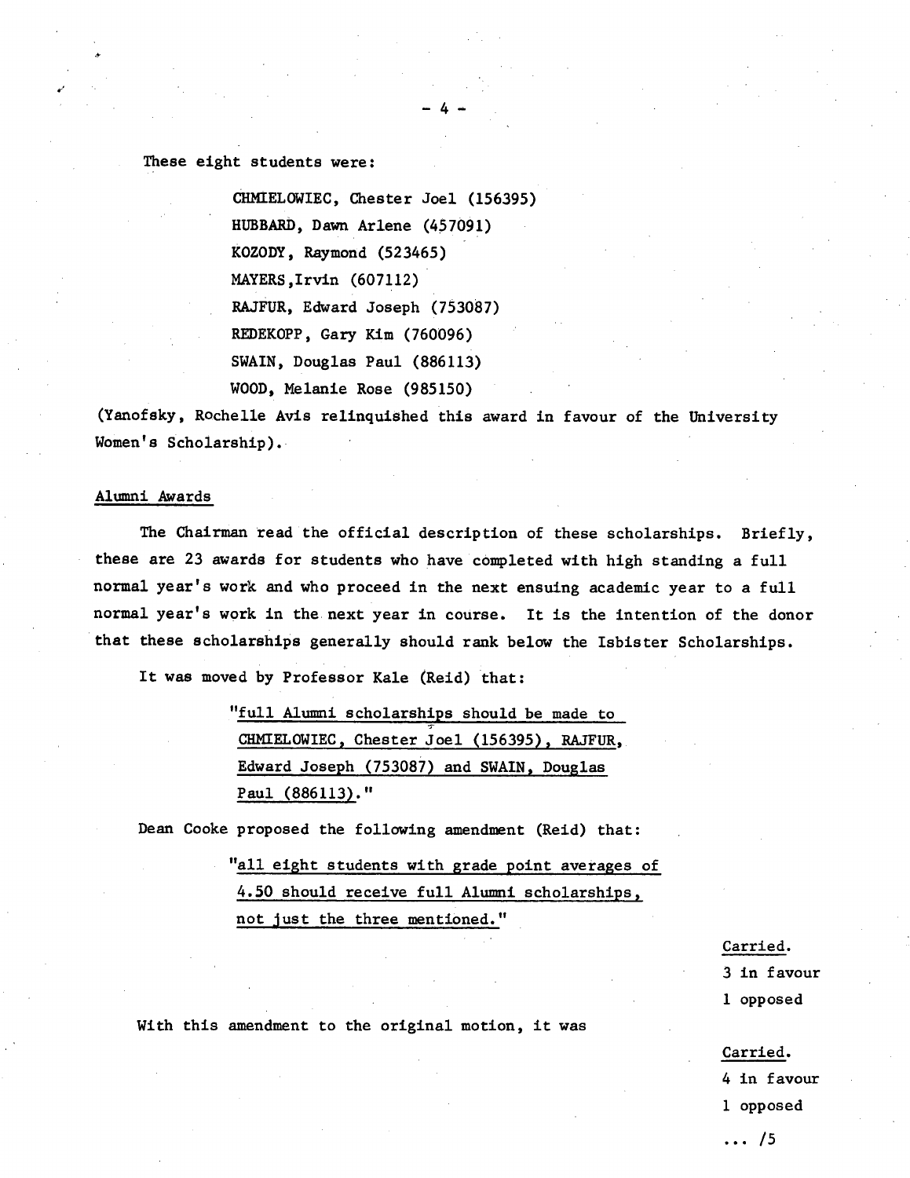These eight students were:

> CHMIELOWIEC, Chester Joel (156395)
> HUBBARD, Dawn Arlene (457091)
> KOZODY, Raymond (523465)
> MAYERS,Irvin (607112)
> RAJFUR, Edward Joseph (753087)
> REDEKOPP, Gary Kim (760096)
> SWAIN, Douglas Paul (886113)
> WOOD, Melanie Rose (985150)

(Yanofsky, Rochelle Avis relinquished this award in favour of the University Women's Scholarship).

## Alumni Awards

The Chairman read the official description of these scholarships. Briefly, these are 23 awards for students who have completed with high standing a full normal year's work and who proceed in the next ensuing academic year to a full normal year's work in the next year in course. It is the intention of the donor that these scholarships generally should rank below the Isbister Scholarships.

It was moved by Professor Kale (Reid) that:

> "<u>full Alumni scholarships should be made to CHMIELOWIEC, Chester Joel (156395), RAJFUR, Edward Joseph (753087) and SWAIN, Douglas Paul (886113).</u>"

Dean Cooke proposed the following amendment (Reid) that:

> "<u>all eight students with grade point averages of 4.50 should receive full Alumni scholarships, not just the three mentioned.</u>"

Carried.
3 in favour
1 opposed

With this amendment to the original motion, it was

Carried.
4 in favour
1 opposed

... /5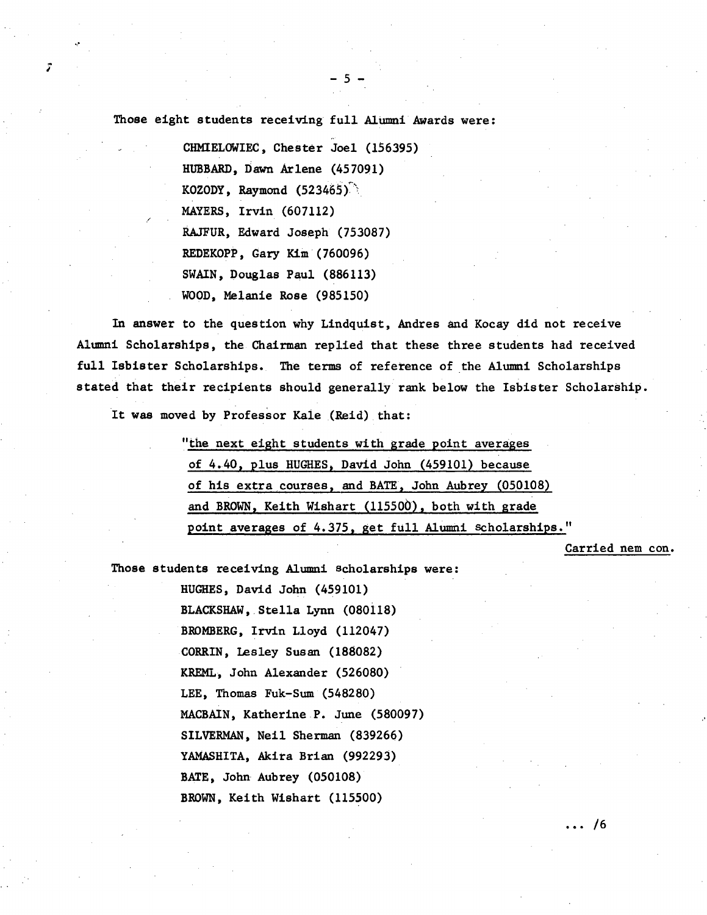Those eight students receiving full Alumni Awards were:

CHMIELOWIEC, Chester Joel (156395)
HUBBARD, Dawn Arlene (457091)
KOZODY, Raymond (523465)
MAYERS, Irvin (607112)
RAJFUR, Edward Joseph (753087)
REDEKOPP, Gary Kim (760096)
SWAIN, Douglas Paul (886113)
WOOD, Melanie Rose (985150)

In answer to the question why Lindquist, Andres and Kocay did not receive Alumni Scholarships, the Chairman replied that these three students had received full Isbister Scholarships. The terms of reference of the Alumni Scholarships stated that their recipients should generally rank below the Isbister Scholarship.

It was moved by Professor Kale (Reid) that:

> "the next eight students with grade point averages of 4.40, plus HUGHES, David John (459101) because of his extra courses, and BATE, John Aubrey (050108) and BROWN, Keith Wishart (115500), both with grade point averages of 4.375, get full Alumni Scholarships."

Carried nem con.

Those students receiving Alumni Scholarships were:

HUGHES, David John (459101)
BLACKSHAW, Stella Lynn (080118)
BROMBERG, Irvin Lloyd (112047)
CORRIN, Lesley Susan (188082)
KREML, John Alexander (526080)
LEE, Thomas Fuk-Sum (548280)
MACBAIN, Katherine P. June (580097)
SILVERMAN, Neil Sherman (839266)
YAMASHITA, Akira Brian (992293)
BATE, John Aubrey (050108)
BROWN, Keith Wishart (115500)

... /6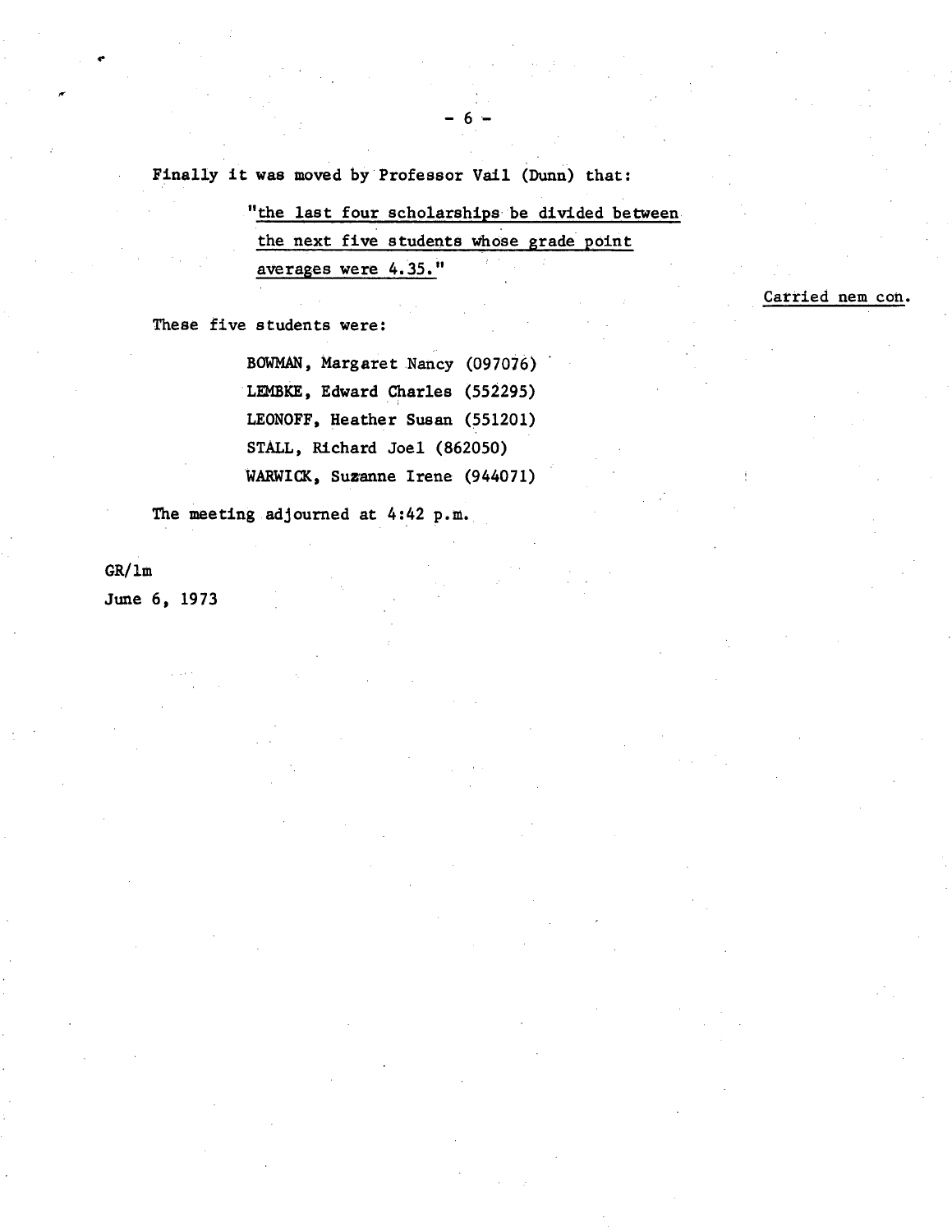Finally it was moved by Professor Vail (Dunn) that:

> "the last four scholarships be divided between the next five students whose grade point averages were 4.35."

Carried nem con.

These five students were:

BOWMAN, Margaret Nancy (097076)
LEMBKE, Edward Charles (552295)
LEONOFF, Heather Susan (551201)
STALL, Richard Joel (862050)
WARWICK, Suzanne Irene (944071)

The meeting adjourned at 4:42 p.m.

GR/lm
June 6, 1973